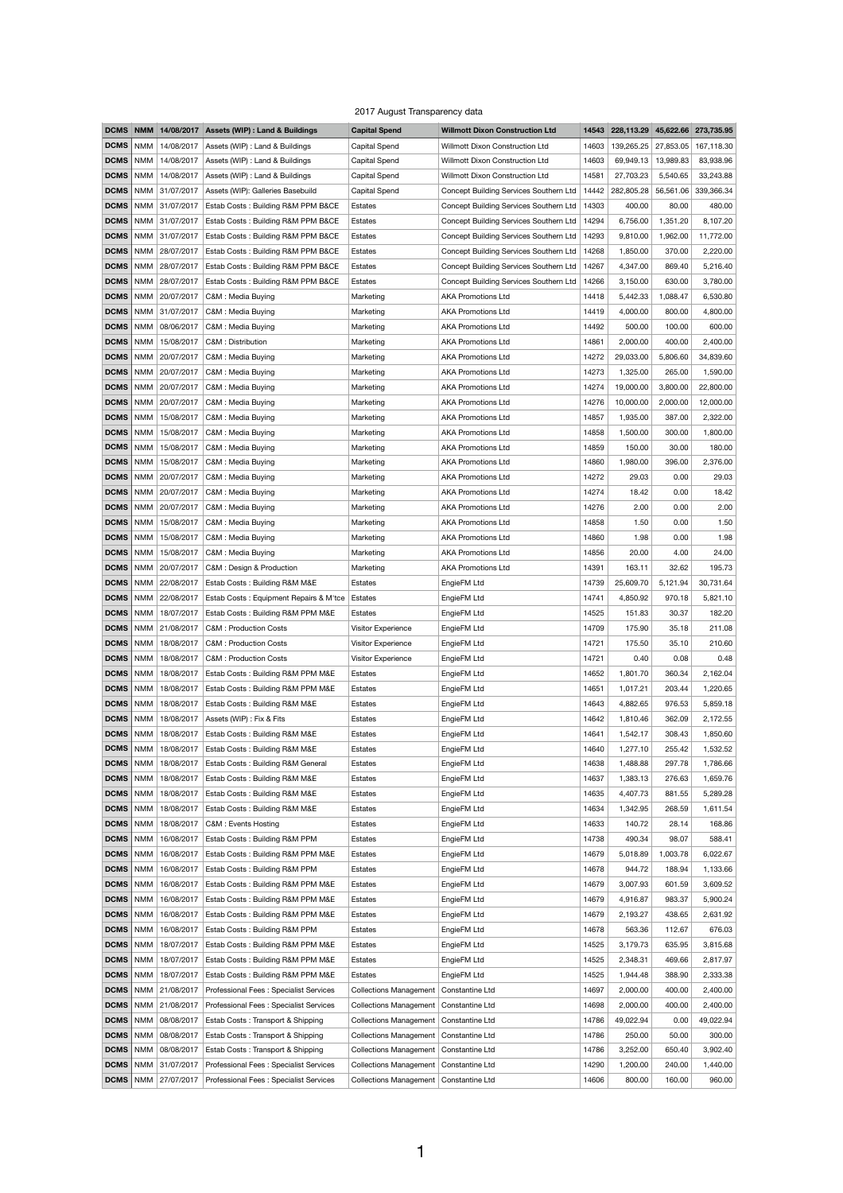2017 August Transparency data

| DCMS | NMM | 14/08/2017 | Assets (WIP) : Land & Buildings | Capital Spend | Willmott Dixon Construction Ltd | 14543 | 228,113.29 | 45,622.66 | 273,735.95 |
|---|---|---|---|---|---|---|---|---|---|
| DCMS | NMM | 14/08/2017 | Assets (WIP) : Land & Buildings | Capital Spend | Willmott Dixon Construction Ltd | 14603 | 139,265.25 | 27,853.05 | 167,118.30 |
| DCMS | NMM | 14/08/2017 | Assets (WIP) : Land & Buildings | Capital Spend | Willmott Dixon Construction Ltd | 14603 | 69,949.13 | 13,989.83 | 83,938.96 |
| DCMS | NMM | 14/08/2017 | Assets (WIP) : Land & Buildings | Capital Spend | Willmott Dixon Construction Ltd | 14581 | 27,703.23 | 5,540.65 | 33,243.88 |
| DCMS | NMM | 31/07/2017 | Assets (WIP): Galleries Basebuild | Capital Spend | Concept Building Services Southern Ltd | 14442 | 282,805.28 | 56,561.06 | 339,366.34 |
| DCMS | NMM | 31/07/2017 | Estab Costs : Building R&M PPM B&CE | Estates | Concept Building Services Southern Ltd | 14303 | 400.00 | 80.00 | 480.00 |
| DCMS | NMM | 31/07/2017 | Estab Costs : Building R&M PPM B&CE | Estates | Concept Building Services Southern Ltd | 14294 | 6,756.00 | 1,351.20 | 8,107.20 |
| DCMS | NMM | 31/07/2017 | Estab Costs : Building R&M PPM B&CE | Estates | Concept Building Services Southern Ltd | 14293 | 9,810.00 | 1,962.00 | 11,772.00 |
| DCMS | NMM | 28/07/2017 | Estab Costs : Building R&M PPM B&CE | Estates | Concept Building Services Southern Ltd | 14268 | 1,850.00 | 370.00 | 2,220.00 |
| DCMS | NMM | 28/07/2017 | Estab Costs : Building R&M PPM B&CE | Estates | Concept Building Services Southern Ltd | 14267 | 4,347.00 | 869.40 | 5,216.40 |
| DCMS | NMM | 28/07/2017 | Estab Costs : Building R&M PPM B&CE | Estates | Concept Building Services Southern Ltd | 14266 | 3,150.00 | 630.00 | 3,780.00 |
| DCMS | NMM | 20/07/2017 | C&M : Media Buying | Marketing | AKA Promotions Ltd | 14418 | 5,442.33 | 1,088.47 | 6,530.80 |
| DCMS | NMM | 31/07/2017 | C&M : Media Buying | Marketing | AKA Promotions Ltd | 14419 | 4,000.00 | 800.00 | 4,800.00 |
| DCMS | NMM | 08/06/2017 | C&M : Media Buying | Marketing | AKA Promotions Ltd | 14492 | 500.00 | 100.00 | 600.00 |
| DCMS | NMM | 15/08/2017 | C&M : Distribution | Marketing | AKA Promotions Ltd | 14861 | 2,000.00 | 400.00 | 2,400.00 |
| DCMS | NMM | 20/07/2017 | C&M : Media Buying | Marketing | AKA Promotions Ltd | 14272 | 29,033.00 | 5,806.60 | 34,839.60 |
| DCMS | NMM | 20/07/2017 | C&M : Media Buying | Marketing | AKA Promotions Ltd | 14273 | 1,325.00 | 265.00 | 1,590.00 |
| DCMS | NMM | 20/07/2017 | C&M : Media Buying | Marketing | AKA Promotions Ltd | 14274 | 19,000.00 | 3,800.00 | 22,800.00 |
| DCMS | NMM | 20/07/2017 | C&M : Media Buying | Marketing | AKA Promotions Ltd | 14276 | 10,000.00 | 2,000.00 | 12,000.00 |
| DCMS | NMM | 15/08/2017 | C&M : Media Buying | Marketing | AKA Promotions Ltd | 14857 | 1,935.00 | 387.00 | 2,322.00 |
| DCMS | NMM | 15/08/2017 | C&M : Media Buying | Marketing | AKA Promotions Ltd | 14858 | 1,500.00 | 300.00 | 1,800.00 |
| DCMS | NMM | 15/08/2017 | C&M : Media Buying | Marketing | AKA Promotions Ltd | 14859 | 150.00 | 30.00 | 180.00 |
| DCMS | NMM | 15/08/2017 | C&M : Media Buying | Marketing | AKA Promotions Ltd | 14860 | 1,980.00 | 396.00 | 2,376.00 |
| DCMS | NMM | 20/07/2017 | C&M : Media Buying | Marketing | AKA Promotions Ltd | 14272 | 29.03 | 0.00 | 29.03 |
| DCMS | NMM | 20/07/2017 | C&M : Media Buying | Marketing | AKA Promotions Ltd | 14274 | 18.42 | 0.00 | 18.42 |
| DCMS | NMM | 20/07/2017 | C&M : Media Buying | Marketing | AKA Promotions Ltd | 14276 | 2.00 | 0.00 | 2.00 |
| DCMS | NMM | 15/08/2017 | C&M : Media Buying | Marketing | AKA Promotions Ltd | 14858 | 1.50 | 0.00 | 1.50 |
| DCMS | NMM | 15/08/2017 | C&M : Media Buying | Marketing | AKA Promotions Ltd | 14860 | 1.98 | 0.00 | 1.98 |
| DCMS | NMM | 15/08/2017 | C&M : Media Buying | Marketing | AKA Promotions Ltd | 14856 | 20.00 | 4.00 | 24.00 |
| DCMS | NMM | 20/07/2017 | C&M : Design & Production | Marketing | AKA Promotions Ltd | 14391 | 163.11 | 32.62 | 195.73 |
| DCMS | NMM | 22/08/2017 | Estab Costs : Building R&M M&E | Estates | EngieFM Ltd | 14739 | 25,609.70 | 5,121.94 | 30,731.64 |
| DCMS | NMM | 22/08/2017 | Estab Costs : Equipment Repairs & M'tce | Estates | EngieFM Ltd | 14741 | 4,850.92 | 970.18 | 5,821.10 |
| DCMS | NMM | 18/07/2017 | Estab Costs : Building R&M PPM M&E | Estates | EngieFM Ltd | 14525 | 151.83 | 30.37 | 182.20 |
| DCMS | NMM | 21/08/2017 | C&M : Production Costs | Visitor Experience | EngieFM Ltd | 14709 | 175.90 | 35.18 | 211.08 |
| DCMS | NMM | 18/08/2017 | C&M : Production Costs | Visitor Experience | EngieFM Ltd | 14721 | 175.50 | 35.10 | 210.60 |
| DCMS | NMM | 18/08/2017 | C&M : Production Costs | Visitor Experience | EngieFM Ltd | 14721 | 0.40 | 0.08 | 0.48 |
| DCMS | NMM | 18/08/2017 | Estab Costs : Building R&M PPM M&E | Estates | EngieFM Ltd | 14652 | 1,801.70 | 360.34 | 2,162.04 |
| DCMS | NMM | 18/08/2017 | Estab Costs : Building R&M PPM M&E | Estates | EngieFM Ltd | 14651 | 1,017.21 | 203.44 | 1,220.65 |
| DCMS | NMM | 18/08/2017 | Estab Costs : Building R&M M&E | Estates | EngieFM Ltd | 14643 | 4,882.65 | 976.53 | 5,859.18 |
| DCMS | NMM | 18/08/2017 | Assets (WIP) : Fix & Fits | Estates | EngieFM Ltd | 14642 | 1,810.46 | 362.09 | 2,172.55 |
| DCMS | NMM | 18/08/2017 | Estab Costs : Building R&M M&E | Estates | EngieFM Ltd | 14641 | 1,542.17 | 308.43 | 1,850.60 |
| DCMS | NMM | 18/08/2017 | Estab Costs : Building R&M M&E | Estates | EngieFM Ltd | 14640 | 1,277.10 | 255.42 | 1,532.52 |
| DCMS | NMM | 18/08/2017 | Estab Costs : Building R&M General | Estates | EngieFM Ltd | 14638 | 1,488.88 | 297.78 | 1,786.66 |
| DCMS | NMM | 18/08/2017 | Estab Costs : Building R&M M&E | Estates | EngieFM Ltd | 14637 | 1,383.13 | 276.63 | 1,659.76 |
| DCMS | NMM | 18/08/2017 | Estab Costs : Building R&M M&E | Estates | EngieFM Ltd | 14635 | 4,407.73 | 881.55 | 5,289.28 |
| DCMS | NMM | 18/08/2017 | Estab Costs : Building R&M M&E | Estates | EngieFM Ltd | 14634 | 1,342.95 | 268.59 | 1,611.54 |
| DCMS | NMM | 18/08/2017 | C&M : Events Hosting | Estates | EngieFM Ltd | 14633 | 140.72 | 28.14 | 168.86 |
| DCMS | NMM | 16/08/2017 | Estab Costs : Building R&M PPM | Estates | EngieFM Ltd | 14738 | 490.34 | 98.07 | 588.41 |
| DCMS | NMM | 16/08/2017 | Estab Costs : Building R&M PPM M&E | Estates | EngieFM Ltd | 14679 | 5,018.89 | 1,003.78 | 6,022.67 |
| DCMS | NMM | 16/08/2017 | Estab Costs : Building R&M PPM | Estates | EngieFM Ltd | 14678 | 944.72 | 188.94 | 1,133.66 |
| DCMS | NMM | 16/08/2017 | Estab Costs : Building R&M PPM M&E | Estates | EngieFM Ltd | 14679 | 3,007.93 | 601.59 | 3,609.52 |
| DCMS | NMM | 16/08/2017 | Estab Costs : Building R&M PPM M&E | Estates | EngieFM Ltd | 14679 | 4,916.87 | 983.37 | 5,900.24 |
| DCMS | NMM | 16/08/2017 | Estab Costs : Building R&M PPM M&E | Estates | EngieFM Ltd | 14679 | 2,193.27 | 438.65 | 2,631.92 |
| DCMS | NMM | 16/08/2017 | Estab Costs : Building R&M PPM | Estates | EngieFM Ltd | 14678 | 563.36 | 112.67 | 676.03 |
| DCMS | NMM | 18/07/2017 | Estab Costs : Building R&M PPM M&E | Estates | EngieFM Ltd | 14525 | 3,179.73 | 635.95 | 3,815.68 |
| DCMS | NMM | 18/07/2017 | Estab Costs : Building R&M PPM M&E | Estates | EngieFM Ltd | 14525 | 2,348.31 | 469.66 | 2,817.97 |
| DCMS | NMM | 18/07/2017 | Estab Costs : Building R&M PPM M&E | Estates | EngieFM Ltd | 14525 | 1,944.48 | 388.90 | 2,333.38 |
| DCMS | NMM | 21/08/2017 | Professional Fees : Specialist Services | Collections Management | Constantine Ltd | 14697 | 2,000.00 | 400.00 | 2,400.00 |
| DCMS | NMM | 21/08/2017 | Professional Fees : Specialist Services | Collections Management | Constantine Ltd | 14698 | 2,000.00 | 400.00 | 2,400.00 |
| DCMS | NMM | 08/08/2017 | Estab Costs : Transport & Shipping | Collections Management | Constantine Ltd | 14786 | 49,022.94 | 0.00 | 49,022.94 |
| DCMS | NMM | 08/08/2017 | Estab Costs : Transport & Shipping | Collections Management | Constantine Ltd | 14786 | 250.00 | 50.00 | 300.00 |
| DCMS | NMM | 08/08/2017 | Estab Costs : Transport & Shipping | Collections Management | Constantine Ltd | 14786 | 3,252.00 | 650.40 | 3,902.40 |
| DCMS | NMM | 31/07/2017 | Professional Fees : Specialist Services | Collections Management | Constantine Ltd | 14290 | 1,200.00 | 240.00 | 1,440.00 |
| DCMS | NMM | 27/07/2017 | Professional Fees : Specialist Services | Collections Management | Constantine Ltd | 14606 | 800.00 | 160.00 | 960.00 |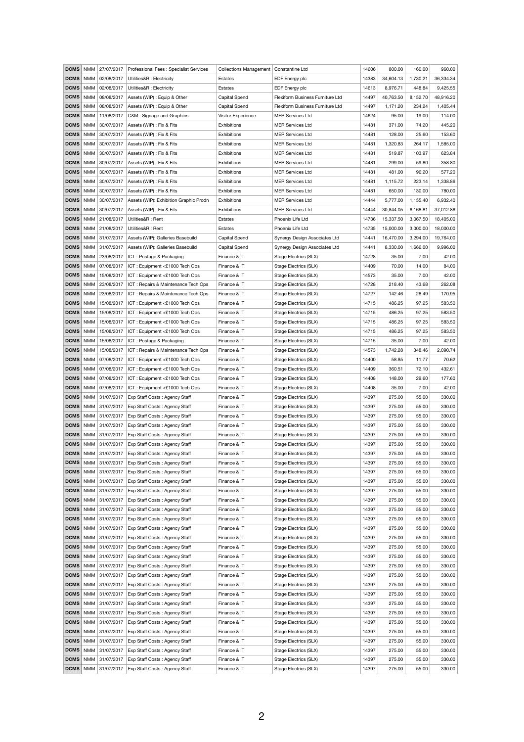| DCMS | NMM | 27/07/2017 | Professional Fees : Specialist Services | Collections Management | Constantine Ltd | 14606 | 800.00 | 160.00 | 960.00 |
|---|---|---|---|---|---|---|---|---|---|
| DCMS | NMM | 02/08/2017 | Utilities&R : Electricity | Estates | EDF Energy plc | 14383 | 34,604.13 | 1,730.21 | 36,334.34 |
| DCMS | NMM | 02/08/2017 | Utilities&R : Electricity | Estates | EDF Energy plc | 14613 | 8,976.71 | 448.84 | 9,425.55 |
| DCMS | NMM | 08/08/2017 | Assets (WIP) : Equip & Other | Capital Spend | Flexiform Business Furniture Ltd | 14497 | 40,763.50 | 8,152.70 | 48,916.20 |
| DCMS | NMM | 08/08/2017 | Assets (WIP) : Equip & Other | Capital Spend | Flexiform Business Furniture Ltd | 14497 | 1,171.20 | 234.24 | 1,405.44 |
| DCMS | NMM | 11/08/2017 | C&M : Signage and Graphics | Visitor Experience | MER Services Ltd | 14624 | 95.00 | 19.00 | 114.00 |
| DCMS | NMM | 30/07/2017 | Assets (WIP) : Fix & Fits | Exhibitions | MER Services Ltd | 14481 | 371.00 | 74.20 | 445.20 |
| DCMS | NMM | 30/07/2017 | Assets (WIP) : Fix & Fits | Exhibitions | MER Services Ltd | 14481 | 128.00 | 25.60 | 153.60 |
| DCMS | NMM | 30/07/2017 | Assets (WIP) : Fix & Fits | Exhibitions | MER Services Ltd | 14481 | 1,320.83 | 264.17 | 1,585.00 |
| DCMS | NMM | 30/07/2017 | Assets (WIP) : Fix & Fits | Exhibitions | MER Services Ltd | 14481 | 519.87 | 103.97 | 623.84 |
| DCMS | NMM | 30/07/2017 | Assets (WIP) : Fix & Fits | Exhibitions | MER Services Ltd | 14481 | 299.00 | 59.80 | 358.80 |
| DCMS | NMM | 30/07/2017 | Assets (WIP) : Fix & Fits | Exhibitions | MER Services Ltd | 14481 | 481.00 | 96.20 | 577.20 |
| DCMS | NMM | 30/07/2017 | Assets (WIP) : Fix & Fits | Exhibitions | MER Services Ltd | 14481 | 1,115.72 | 223.14 | 1,338.86 |
| DCMS | NMM | 30/07/2017 | Assets (WIP) : Fix & Fits | Exhibitions | MER Services Ltd | 14481 | 650.00 | 130.00 | 780.00 |
| DCMS | NMM | 30/07/2017 | Assets (WIP): Exhibition Graphic Prodn | Exhibitions | MER Services Ltd | 14444 | 5,777.00 | 1,155.40 | 6,932.40 |
| DCMS | NMM | 30/07/2017 | Assets (WIP) : Fix & Fits | Exhibitions | MER Services Ltd | 14444 | 30,844.05 | 6,168.81 | 37,012.86 |
| DCMS | NMM | 21/08/2017 | Utilities&R : Rent | Estates | Phoenix Life Ltd | 14736 | 15,337.50 | 3,067.50 | 18,405.00 |
| DCMS | NMM | 21/08/2017 | Utilities&R : Rent | Estates | Phoenix Life Ltd | 14735 | 15,000.00 | 3,000.00 | 18,000.00 |
| DCMS | NMM | 31/07/2017 | Assets (WIP): Galleries Basebuild | Capital Spend | Synergy Design Associates Ltd | 14441 | 16,470.00 | 3,294.00 | 19,764.00 |
| DCMS | NMM | 31/07/2017 | Assets (WIP): Galleries Basebuild | Capital Spend | Synergy Design Associates Ltd | 14441 | 8,330.00 | 1,666.00 | 9,996.00 |
| DCMS | NMM | 23/08/2017 | ICT : Postage & Packaging | Finance & IT | Stage Electrics (SLX) | 14728 | 35.00 | 7.00 | 42.00 |
| DCMS | NMM | 07/08/2017 | ICT : Equipment <£1000 Tech Ops | Finance & IT | Stage Electrics (SLX) | 14409 | 70.00 | 14.00 | 84.00 |
| DCMS | NMM | 15/08/2017 | ICT : Equipment <£1000 Tech Ops | Finance & IT | Stage Electrics (SLX) | 14573 | 35.00 | 7.00 | 42.00 |
| DCMS | NMM | 23/08/2017 | ICT : Repairs & Maintenance Tech Ops | Finance & IT | Stage Electrics (SLX) | 14728 | 218.40 | 43.68 | 262.08 |
| DCMS | NMM | 23/08/2017 | ICT : Repairs & Maintenance Tech Ops | Finance & IT | Stage Electrics (SLX) | 14727 | 142.46 | 28.49 | 170.95 |
| DCMS | NMM | 15/08/2017 | ICT : Equipment <£1000 Tech Ops | Finance & IT | Stage Electrics (SLX) | 14715 | 486.25 | 97.25 | 583.50 |
| DCMS | NMM | 15/08/2017 | ICT : Equipment <£1000 Tech Ops | Finance & IT | Stage Electrics (SLX) | 14715 | 486.25 | 97.25 | 583.50 |
| DCMS | NMM | 15/08/2017 | ICT : Equipment <£1000 Tech Ops | Finance & IT | Stage Electrics (SLX) | 14715 | 486.25 | 97.25 | 583.50 |
| DCMS | NMM | 15/08/2017 | ICT : Equipment <£1000 Tech Ops | Finance & IT | Stage Electrics (SLX) | 14715 | 486.25 | 97.25 | 583.50 |
| DCMS | NMM | 15/08/2017 | ICT : Postage & Packaging | Finance & IT | Stage Electrics (SLX) | 14715 | 35.00 | 7.00 | 42.00 |
| DCMS | NMM | 15/08/2017 | ICT : Repairs & Maintenance Tech Ops | Finance & IT | Stage Electrics (SLX) | 14573 | 1,742.28 | 348.46 | 2,090.74 |
| DCMS | NMM | 07/08/2017 | ICT : Equipment <£1000 Tech Ops | Finance & IT | Stage Electrics (SLX) | 14400 | 58.85 | 11.77 | 70.62 |
| DCMS | NMM | 07/08/2017 | ICT : Equipment <£1000 Tech Ops | Finance & IT | Stage Electrics (SLX) | 14409 | 360.51 | 72.10 | 432.61 |
| DCMS | NMM | 07/08/2017 | ICT : Equipment <£1000 Tech Ops | Finance & IT | Stage Electrics (SLX) | 14408 | 148.00 | 29.60 | 177.60 |
| DCMS | NMM | 07/08/2017 | ICT : Equipment <£1000 Tech Ops | Finance & IT | Stage Electrics (SLX) | 14408 | 35.00 | 7.00 | 42.00 |
| DCMS | NMM | 31/07/2017 | Exp Staff Costs : Agency Staff | Finance & IT | Stage Electrics (SLX) | 14397 | 275.00 | 55.00 | 330.00 |
| DCMS | NMM | 31/07/2017 | Exp Staff Costs : Agency Staff | Finance & IT | Stage Electrics (SLX) | 14397 | 275.00 | 55.00 | 330.00 |
| DCMS | NMM | 31/07/2017 | Exp Staff Costs : Agency Staff | Finance & IT | Stage Electrics (SLX) | 14397 | 275.00 | 55.00 | 330.00 |
| DCMS | NMM | 31/07/2017 | Exp Staff Costs : Agency Staff | Finance & IT | Stage Electrics (SLX) | 14397 | 275.00 | 55.00 | 330.00 |
| DCMS | NMM | 31/07/2017 | Exp Staff Costs : Agency Staff | Finance & IT | Stage Electrics (SLX) | 14397 | 275.00 | 55.00 | 330.00 |
| DCMS | NMM | 31/07/2017 | Exp Staff Costs : Agency Staff | Finance & IT | Stage Electrics (SLX) | 14397 | 275.00 | 55.00 | 330.00 |
| DCMS | NMM | 31/07/2017 | Exp Staff Costs : Agency Staff | Finance & IT | Stage Electrics (SLX) | 14397 | 275.00 | 55.00 | 330.00 |
| DCMS | NMM | 31/07/2017 | Exp Staff Costs : Agency Staff | Finance & IT | Stage Electrics (SLX) | 14397 | 275.00 | 55.00 | 330.00 |
| DCMS | NMM | 31/07/2017 | Exp Staff Costs : Agency Staff | Finance & IT | Stage Electrics (SLX) | 14397 | 275.00 | 55.00 | 330.00 |
| DCMS | NMM | 31/07/2017 | Exp Staff Costs : Agency Staff | Finance & IT | Stage Electrics (SLX) | 14397 | 275.00 | 55.00 | 330.00 |
| DCMS | NMM | 31/07/2017 | Exp Staff Costs : Agency Staff | Finance & IT | Stage Electrics (SLX) | 14397 | 275.00 | 55.00 | 330.00 |
| DCMS | NMM | 31/07/2017 | Exp Staff Costs : Agency Staff | Finance & IT | Stage Electrics (SLX) | 14397 | 275.00 | 55.00 | 330.00 |
| DCMS | NMM | 31/07/2017 | Exp Staff Costs : Agency Staff | Finance & IT | Stage Electrics (SLX) | 14397 | 275.00 | 55.00 | 330.00 |
| DCMS | NMM | 31/07/2017 | Exp Staff Costs : Agency Staff | Finance & IT | Stage Electrics (SLX) | 14397 | 275.00 | 55.00 | 330.00 |
| DCMS | NMM | 31/07/2017 | Exp Staff Costs : Agency Staff | Finance & IT | Stage Electrics (SLX) | 14397 | 275.00 | 55.00 | 330.00 |
| DCMS | NMM | 31/07/2017 | Exp Staff Costs : Agency Staff | Finance & IT | Stage Electrics (SLX) | 14397 | 275.00 | 55.00 | 330.00 |
| DCMS | NMM | 31/07/2017 | Exp Staff Costs : Agency Staff | Finance & IT | Stage Electrics (SLX) | 14397 | 275.00 | 55.00 | 330.00 |
| DCMS | NMM | 31/07/2017 | Exp Staff Costs : Agency Staff | Finance & IT | Stage Electrics (SLX) | 14397 | 275.00 | 55.00 | 330.00 |
| DCMS | NMM | 31/07/2017 | Exp Staff Costs : Agency Staff | Finance & IT | Stage Electrics (SLX) | 14397 | 275.00 | 55.00 | 330.00 |
| DCMS | NMM | 31/07/2017 | Exp Staff Costs : Agency Staff | Finance & IT | Stage Electrics (SLX) | 14397 | 275.00 | 55.00 | 330.00 |
| DCMS | NMM | 31/07/2017 | Exp Staff Costs : Agency Staff | Finance & IT | Stage Electrics (SLX) | 14397 | 275.00 | 55.00 | 330.00 |
| DCMS | NMM | 31/07/2017 | Exp Staff Costs : Agency Staff | Finance & IT | Stage Electrics (SLX) | 14397 | 275.00 | 55.00 | 330.00 |
| DCMS | NMM | 31/07/2017 | Exp Staff Costs : Agency Staff | Finance & IT | Stage Electrics (SLX) | 14397 | 275.00 | 55.00 | 330.00 |
| DCMS | NMM | 31/07/2017 | Exp Staff Costs : Agency Staff | Finance & IT | Stage Electrics (SLX) | 14397 | 275.00 | 55.00 | 330.00 |
| DCMS | NMM | 31/07/2017 | Exp Staff Costs : Agency Staff | Finance & IT | Stage Electrics (SLX) | 14397 | 275.00 | 55.00 | 330.00 |
| DCMS | NMM | 31/07/2017 | Exp Staff Costs : Agency Staff | Finance & IT | Stage Electrics (SLX) | 14397 | 275.00 | 55.00 | 330.00 |
| DCMS | NMM | 31/07/2017 | Exp Staff Costs : Agency Staff | Finance & IT | Stage Electrics (SLX) | 14397 | 275.00 | 55.00 | 330.00 |
| DCMS | NMM | 31/07/2017 | Exp Staff Costs : Agency Staff | Finance & IT | Stage Electrics (SLX) | 14397 | 275.00 | 55.00 | 330.00 |
| DCMS | NMM | 31/07/2017 | Exp Staff Costs : Agency Staff | Finance & IT | Stage Electrics (SLX) | 14397 | 275.00 | 55.00 | 330.00 |
| DCMS | NMM | 31/07/2017 | Exp Staff Costs : Agency Staff | Finance & IT | Stage Electrics (SLX) | 14397 | 275.00 | 55.00 | 330.00 |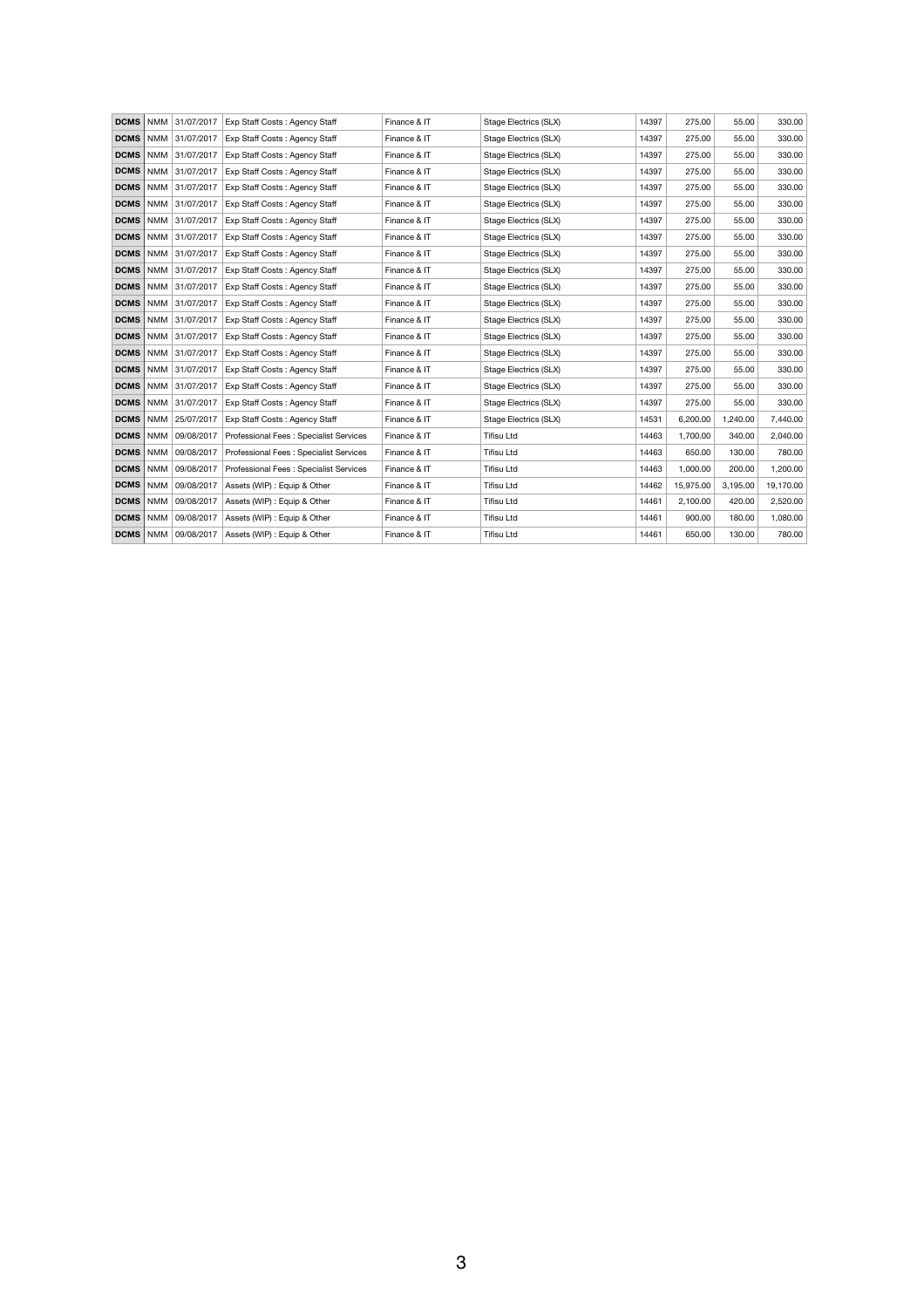| | | | | | | | | | |
|---|---|---|---|---|---|---|---|---|---|
| **DCMS** | NMM | 31/07/2017 | Exp Staff Costs : Agency Staff | Finance & IT | Stage Electrics (SLX) | 14397 | 275.00 | 55.00 | 330.00 |
| **DCMS** | NMM | 31/07/2017 | Exp Staff Costs : Agency Staff | Finance & IT | Stage Electrics (SLX) | 14397 | 275.00 | 55.00 | 330.00 |
| **DCMS** | NMM | 31/07/2017 | Exp Staff Costs : Agency Staff | Finance & IT | Stage Electrics (SLX) | 14397 | 275.00 | 55.00 | 330.00 |
| **DCMS** | NMM | 31/07/2017 | Exp Staff Costs : Agency Staff | Finance & IT | Stage Electrics (SLX) | 14397 | 275.00 | 55.00 | 330.00 |
| **DCMS** | NMM | 31/07/2017 | Exp Staff Costs : Agency Staff | Finance & IT | Stage Electrics (SLX) | 14397 | 275.00 | 55.00 | 330.00 |
| **DCMS** | NMM | 31/07/2017 | Exp Staff Costs : Agency Staff | Finance & IT | Stage Electrics (SLX) | 14397 | 275.00 | 55.00 | 330.00 |
| **DCMS** | NMM | 31/07/2017 | Exp Staff Costs : Agency Staff | Finance & IT | Stage Electrics (SLX) | 14397 | 275.00 | 55.00 | 330.00 |
| **DCMS** | NMM | 31/07/2017 | Exp Staff Costs : Agency Staff | Finance & IT | Stage Electrics (SLX) | 14397 | 275.00 | 55.00 | 330.00 |
| **DCMS** | NMM | 31/07/2017 | Exp Staff Costs : Agency Staff | Finance & IT | Stage Electrics (SLX) | 14397 | 275.00 | 55.00 | 330.00 |
| **DCMS** | NMM | 31/07/2017 | Exp Staff Costs : Agency Staff | Finance & IT | Stage Electrics (SLX) | 14397 | 275.00 | 55.00 | 330.00 |
| **DCMS** | NMM | 31/07/2017 | Exp Staff Costs : Agency Staff | Finance & IT | Stage Electrics (SLX) | 14397 | 275.00 | 55.00 | 330.00 |
| **DCMS** | NMM | 31/07/2017 | Exp Staff Costs : Agency Staff | Finance & IT | Stage Electrics (SLX) | 14397 | 275.00 | 55.00 | 330.00 |
| **DCMS** | NMM | 31/07/2017 | Exp Staff Costs : Agency Staff | Finance & IT | Stage Electrics (SLX) | 14397 | 275.00 | 55.00 | 330.00 |
| **DCMS** | NMM | 31/07/2017 | Exp Staff Costs : Agency Staff | Finance & IT | Stage Electrics (SLX) | 14397 | 275.00 | 55.00 | 330.00 |
| **DCMS** | NMM | 31/07/2017 | Exp Staff Costs : Agency Staff | Finance & IT | Stage Electrics (SLX) | 14397 | 275.00 | 55.00 | 330.00 |
| **DCMS** | NMM | 31/07/2017 | Exp Staff Costs : Agency Staff | Finance & IT | Stage Electrics (SLX) | 14397 | 275.00 | 55.00 | 330.00 |
| **DCMS** | NMM | 31/07/2017 | Exp Staff Costs : Agency Staff | Finance & IT | Stage Electrics (SLX) | 14397 | 275.00 | 55.00 | 330.00 |
| **DCMS** | NMM | 31/07/2017 | Exp Staff Costs : Agency Staff | Finance & IT | Stage Electrics (SLX) | 14397 | 275.00 | 55.00 | 330.00 |
| **DCMS** | NMM | 25/07/2017 | Exp Staff Costs : Agency Staff | Finance & IT | Stage Electrics (SLX) | 14531 | 6,200.00 | 1,240.00 | 7,440.00 |
| **DCMS** | NMM | 09/08/2017 | Professional Fees : Specialist Services | Finance & IT | Tifisu Ltd | 14463 | 1,700.00 | 340.00 | 2,040.00 |
| **DCMS** | NMM | 09/08/2017 | Professional Fees : Specialist Services | Finance & IT | Tifisu Ltd | 14463 | 650.00 | 130.00 | 780.00 |
| **DCMS** | NMM | 09/08/2017 | Professional Fees : Specialist Services | Finance & IT | Tifisu Ltd | 14463 | 1,000.00 | 200.00 | 1,200.00 |
| **DCMS** | NMM | 09/08/2017 | Assets (WIP) : Equip & Other | Finance & IT | Tifisu Ltd | 14462 | 15,975.00 | 3,195.00 | 19,170.00 |
| **DCMS** | NMM | 09/08/2017 | Assets (WIP) : Equip & Other | Finance & IT | Tifisu Ltd | 14461 | 2,100.00 | 420.00 | 2,520.00 |
| **DCMS** | NMM | 09/08/2017 | Assets (WIP) : Equip & Other | Finance & IT | Tifisu Ltd | 14461 | 900.00 | 180.00 | 1,080.00 |
| **DCMS** | NMM | 09/08/2017 | Assets (WIP) : Equip & Other | Finance & IT | Tifisu Ltd | 14461 | 650.00 | 130.00 | 780.00 |